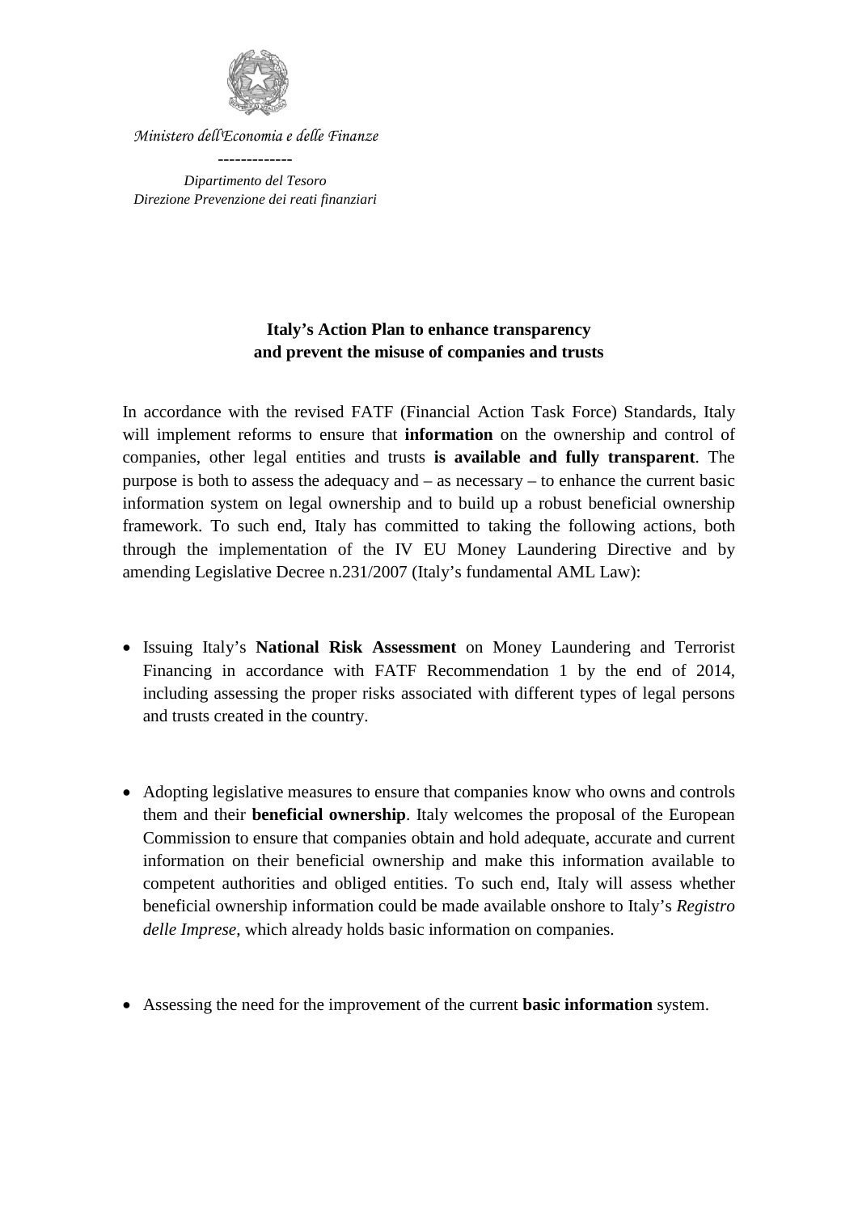*Ministero dell'Economia e delle Finanze*

-------------

*Dipartimento del Tesoro*
*Direzione Prevenzione dei reati finanziari*

**Italy's Action Plan to enhance transparency and prevent the misuse of companies and trusts**

In accordance with the revised FATF (Financial Action Task Force) Standards, Italy will implement reforms to ensure that **information** on the ownership and control of companies, other legal entities and trusts **is available and fully transparent**. The purpose is both to assess the adequacy and – as necessary – to enhance the current basic information system on legal ownership and to build up a robust beneficial ownership framework. To such end, Italy has committed to taking the following actions, both through the implementation of the IV EU Money Laundering Directive and by amending Legislative Decree n.231/2007 (Italy's fundamental AML Law):

- Issuing Italy's **National Risk Assessment** on Money Laundering and Terrorist Financing in accordance with FATF Recommendation 1 by the end of 2014, including assessing the proper risks associated with different types of legal persons and trusts created in the country.

- Adopting legislative measures to ensure that companies know who owns and controls them and their **beneficial ownership**. Italy welcomes the proposal of the European Commission to ensure that companies obtain and hold adequate, accurate and current information on their beneficial ownership and make this information available to competent authorities and obliged entities. To such end, Italy will assess whether beneficial ownership information could be made available onshore to Italy's *Registro delle Imprese*, which already holds basic information on companies.

- Assessing the need for the improvement of the current **basic information** system.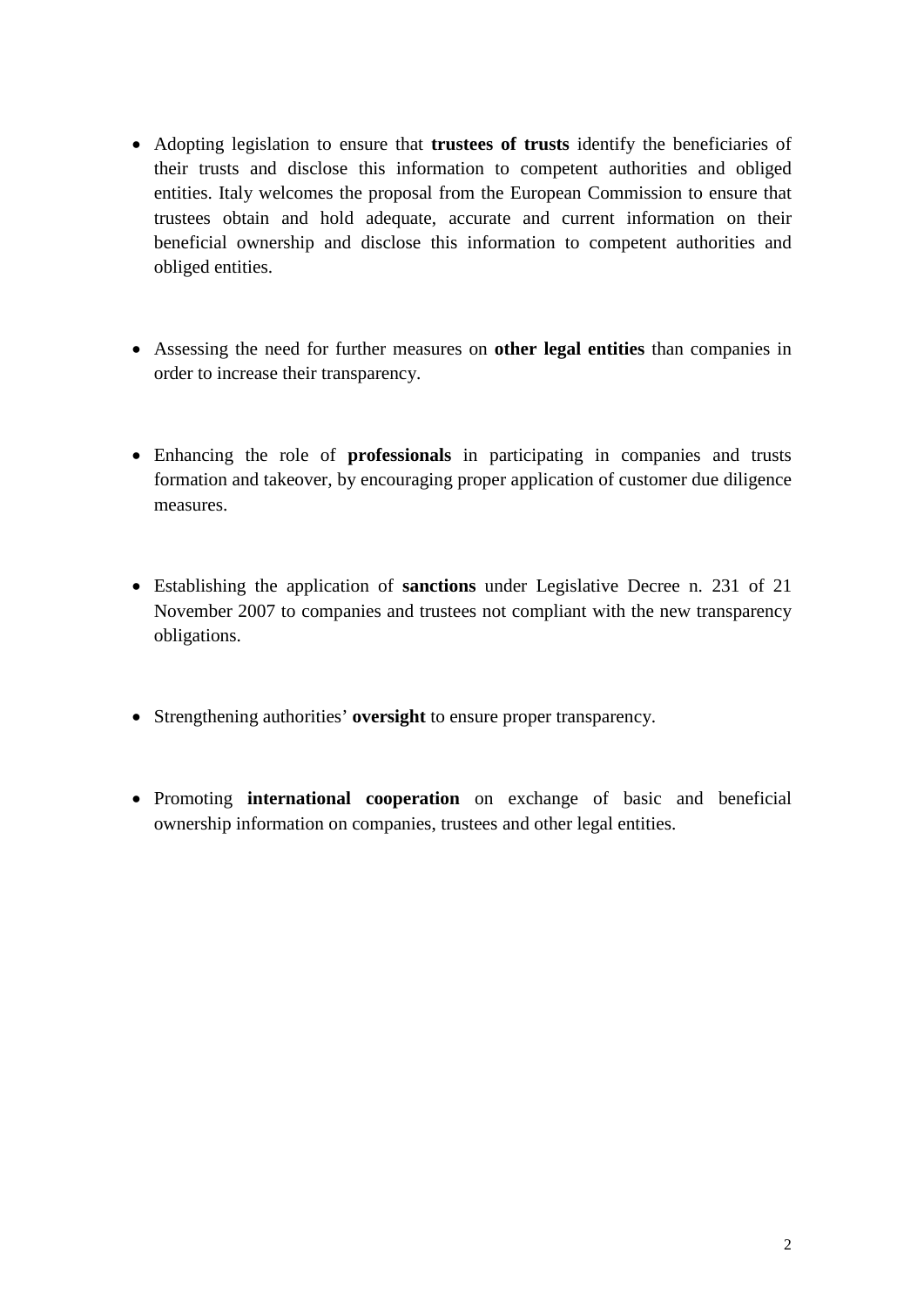- Adopting legislation to ensure that **trustees of trusts** identify the beneficiaries of their trusts and disclose this information to competent authorities and obliged entities. Italy welcomes the proposal from the European Commission to ensure that trustees obtain and hold adequate, accurate and current information on their beneficial ownership and disclose this information to competent authorities and obliged entities.

- Assessing the need for further measures on **other legal entities** than companies in order to increase their transparency.

- Enhancing the role of **professionals** in participating in companies and trusts formation and takeover, by encouraging proper application of customer due diligence measures.

- Establishing the application of **sanctions** under Legislative Decree n. 231 of 21 November 2007 to companies and trustees not compliant with the new transparency obligations.

- Strengthening authorities' **oversight** to ensure proper transparency.

- Promoting **international cooperation** on exchange of basic and beneficial ownership information on companies, trustees and other legal entities.